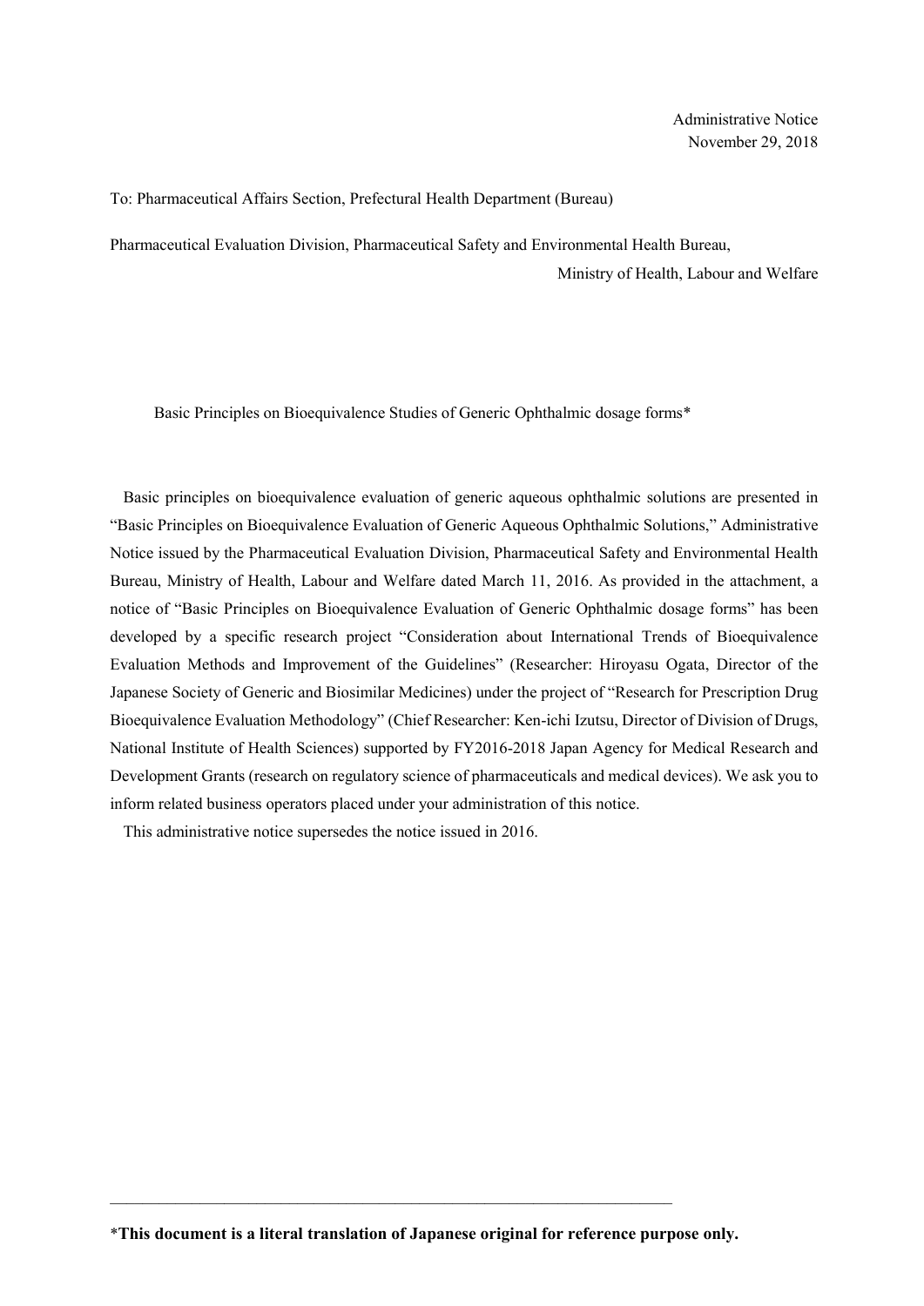Administrative Notice
November 29, 2018

To: Pharmaceutical Affairs Section, Prefectural Health Department (Bureau)

Pharmaceutical Evaluation Division, Pharmaceutical Safety and Environmental Health Bureau,
Ministry of Health, Labour and Welfare

# Basic Principles on Bioequivalence Studies of Generic Ophthalmic dosage forms*

Basic principles on bioequivalence evaluation of generic aqueous ophthalmic solutions are presented in "Basic Principles on Bioequivalence Evaluation of Generic Aqueous Ophthalmic Solutions," Administrative Notice issued by the Pharmaceutical Evaluation Division, Pharmaceutical Safety and Environmental Health Bureau, Ministry of Health, Labour and Welfare dated March 11, 2016. As provided in the attachment, a notice of "Basic Principles on Bioequivalence Evaluation of Generic Ophthalmic dosage forms" has been developed by a specific research project "Consideration about International Trends of Bioequivalence Evaluation Methods and Improvement of the Guidelines" (Researcher: Hiroyasu Ogata, Director of the Japanese Society of Generic and Biosimilar Medicines) under the project of "Research for Prescription Drug Bioequivalence Evaluation Methodology" (Chief Researcher: Ken-ichi Izutsu, Director of Division of Drugs, National Institute of Health Sciences) supported by FY2016-2018 Japan Agency for Medical Research and Development Grants (research on regulatory science of pharmaceuticals and medical devices). We ask you to inform related business operators placed under your administration of this notice.

This administrative notice supersedes the notice issued in 2016.

---

***This document is a literal translation of Japanese original for reference purpose only.**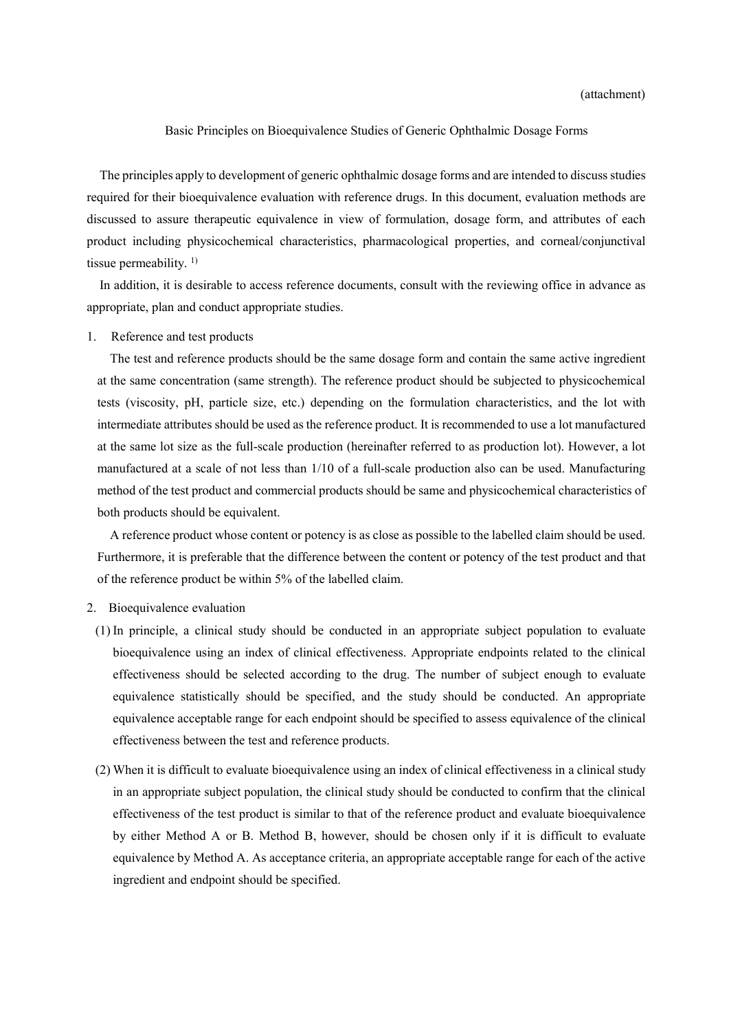(attachment)

# Basic Principles on Bioequivalence Studies of Generic Ophthalmic Dosage Forms

The principles apply to development of generic ophthalmic dosage forms and are intended to discuss studies required for their bioequivalence evaluation with reference drugs. In this document, evaluation methods are discussed to assure therapeutic equivalence in view of formulation, dosage form, and attributes of each product including physicochemical characteristics, pharmacological properties, and corneal/conjunctival tissue permeability. [1)]

In addition, it is desirable to access reference documents, consult with the reviewing office in advance as appropriate, plan and conduct appropriate studies.

1. Reference and test products

   The test and reference products should be the same dosage form and contain the same active ingredient at the same concentration (same strength). The reference product should be subjected to physicochemical tests (viscosity, pH, particle size, etc.) depending on the formulation characteristics, and the lot with intermediate attributes should be used as the reference product. It is recommended to use a lot manufactured at the same lot size as the full-scale production (hereinafter referred to as production lot). However, a lot manufactured at a scale of not less than 1/10 of a full-scale production also can be used. Manufacturing method of the test product and commercial products should be same and physicochemical characteristics of both products should be equivalent.

   A reference product whose content or potency is as close as possible to the labelled claim should be used. Furthermore, it is preferable that the difference between the content or potency of the test product and that of the reference product be within 5% of the labelled claim.

2. Bioequivalence evaluation

   (1) In principle, a clinical study should be conducted in an appropriate subject population to evaluate bioequivalence using an index of clinical effectiveness. Appropriate endpoints related to the clinical effectiveness should be selected according to the drug. The number of subject enough to evaluate equivalence statistically should be specified, and the study should be conducted. An appropriate equivalence acceptable range for each endpoint should be specified to assess equivalence of the clinical effectiveness between the test and reference products.

   (2) When it is difficult to evaluate bioequivalence using an index of clinical effectiveness in a clinical study in an appropriate subject population, the clinical study should be conducted to confirm that the clinical effectiveness of the test product is similar to that of the reference product and evaluate bioequivalence by either Method A or B. Method B, however, should be chosen only if it is difficult to evaluate equivalence by Method A. As acceptance criteria, an appropriate acceptable range for each of the active ingredient and endpoint should be specified.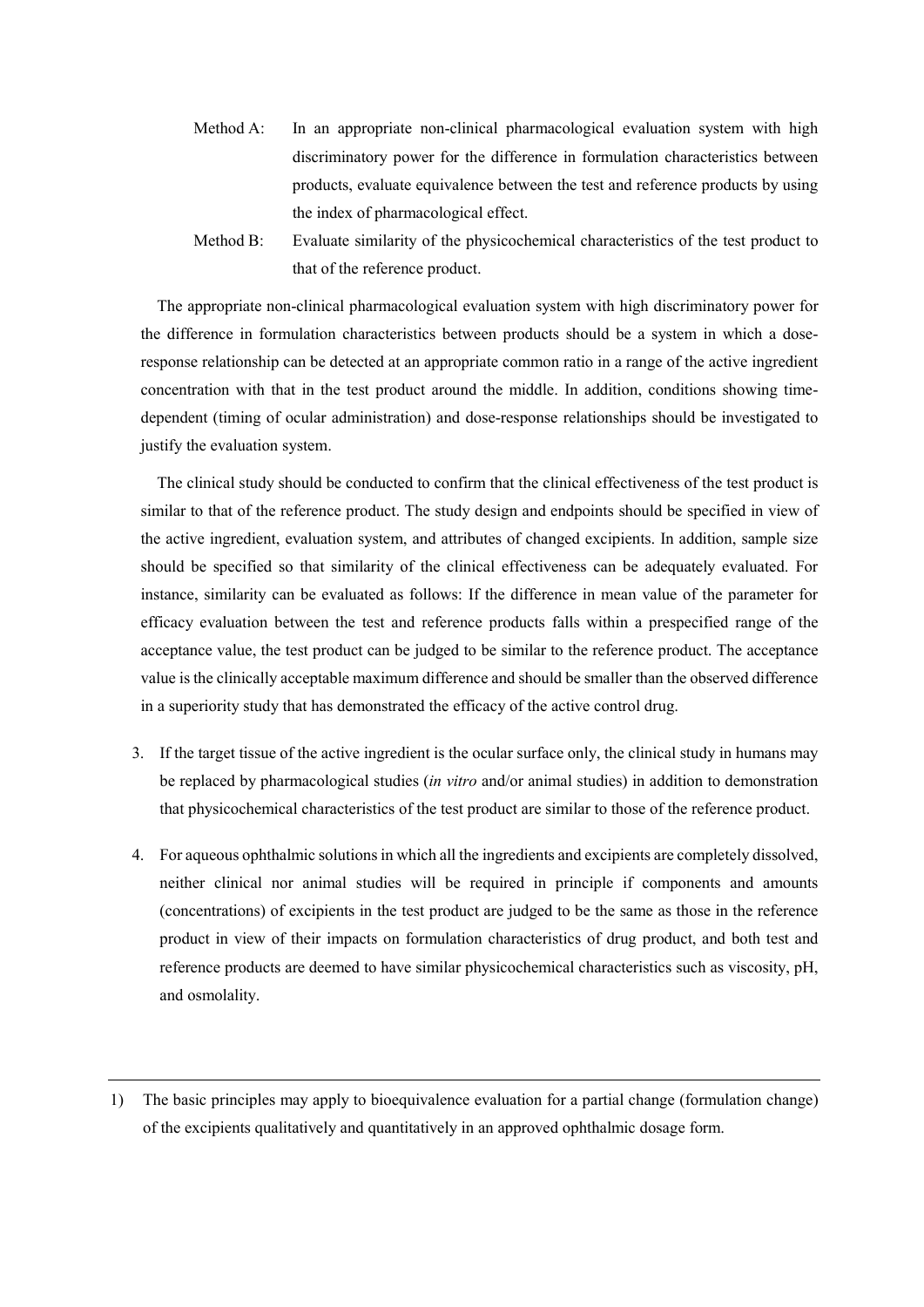Method A: In an appropriate non-clinical pharmacological evaluation system with high discriminatory power for the difference in formulation characteristics between products, evaluate equivalence between the test and reference products by using the index of pharmacological effect.

Method B: Evaluate similarity of the physicochemical characteristics of the test product to that of the reference product.

The appropriate non-clinical pharmacological evaluation system with high discriminatory power for the difference in formulation characteristics between products should be a system in which a dose-response relationship can be detected at an appropriate common ratio in a range of the active ingredient concentration with that in the test product around the middle. In addition, conditions showing time-dependent (timing of ocular administration) and dose-response relationships should be investigated to justify the evaluation system.

The clinical study should be conducted to confirm that the clinical effectiveness of the test product is similar to that of the reference product. The study design and endpoints should be specified in view of the active ingredient, evaluation system, and attributes of changed excipients. In addition, sample size should be specified so that similarity of the clinical effectiveness can be adequately evaluated. For instance, similarity can be evaluated as follows: If the difference in mean value of the parameter for efficacy evaluation between the test and reference products falls within a prespecified range of the acceptance value, the test product can be judged to be similar to the reference product. The acceptance value is the clinically acceptable maximum difference and should be smaller than the observed difference in a superiority study that has demonstrated the efficacy of the active control drug.

3. If the target tissue of the active ingredient is the ocular surface only, the clinical study in humans may be replaced by pharmacological studies (*in vitro* and/or animal studies) in addition to demonstration that physicochemical characteristics of the test product are similar to those of the reference product.

4. For aqueous ophthalmic solutions in which all the ingredients and excipients are completely dissolved, neither clinical nor animal studies will be required in principle if components and amounts (concentrations) of excipients in the test product are judged to be the same as those in the reference product in view of their impacts on formulation characteristics of drug product, and both test and reference products are deemed to have similar physicochemical characteristics such as viscosity, pH, and osmolality.

---

1) The basic principles may apply to bioequivalence evaluation for a partial change (formulation change) of the excipients qualitatively and quantitatively in an approved ophthalmic dosage form.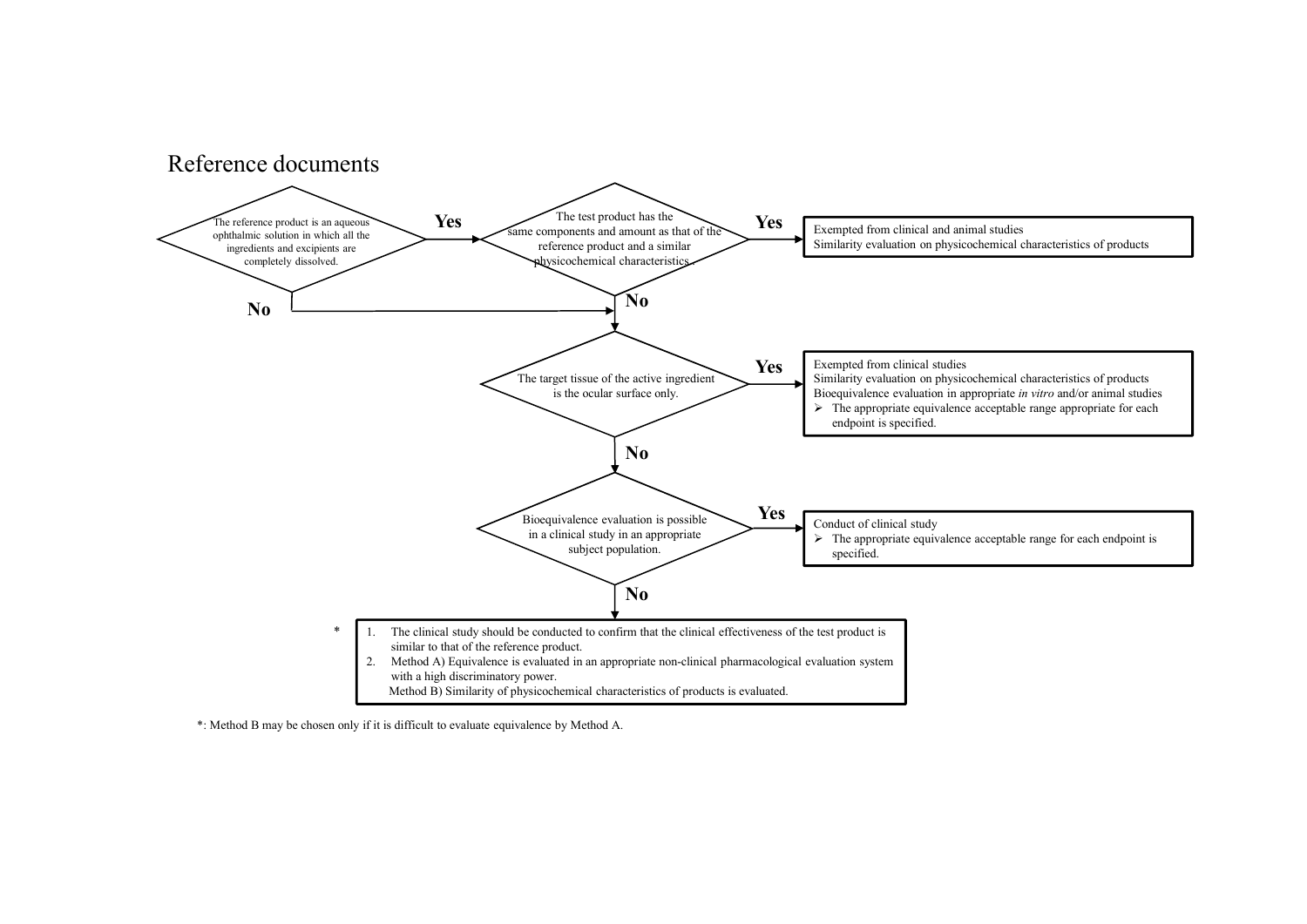# Reference documents

The reference product is an aqueous ophthalmic solution in which all the ingredients and excipients are completely dissolved.

Yes

No

The test product has the same components and amount as that of the reference product and a similar physicochemical characteristics.

Yes

No

Exempted from clinical and animal studies
Similarity evaluation on physicochemical characteristics of products

The target tissue of the active ingredient is the ocular surface only.

Yes

No

Exempted from clinical studies
Similarity evaluation on physicochemical characteristics of products
Bioequivalence evaluation in appropriate *in vitro* and/or animal studies
➢ The appropriate equivalence acceptable range appropriate for each endpoint is specified.

Bioequivalence evaluation is possible in a clinical study in an appropriate subject population.

Yes

No

Conduct of clinical study
➢ The appropriate equivalence acceptable range for each endpoint is specified.

\*

1. The clinical study should be conducted to confirm that the clinical effectiveness of the test product is similar to that of the reference product.
2. Method A) Equivalence is evaluated in an appropriate non-clinical pharmacological evaluation system with a high discriminatory power.
   Method B) Similarity of physicochemical characteristics of products is evaluated.

\*: Method B may be chosen only if it is difficult to evaluate equivalence by Method A.